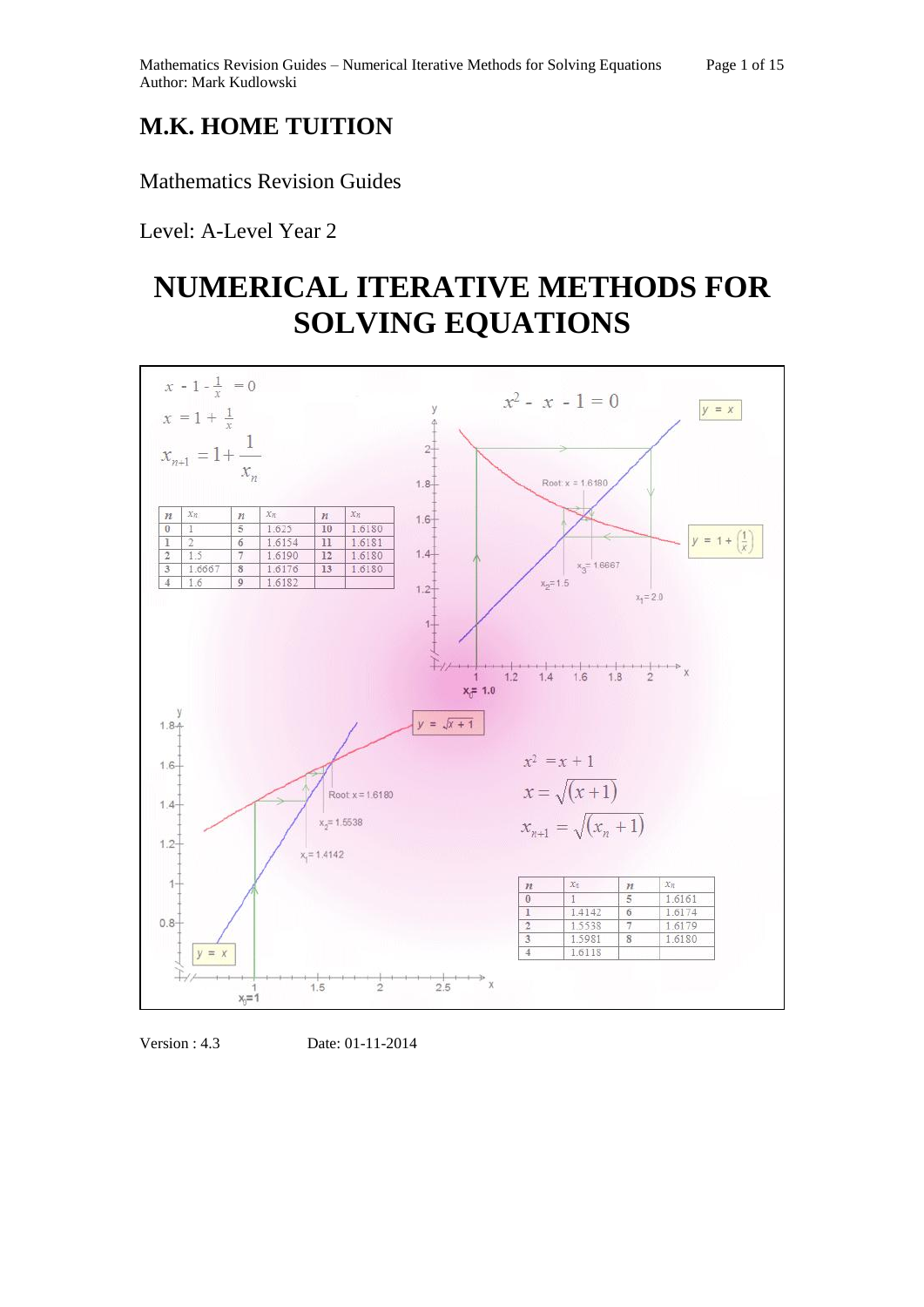# M.K. HOME TUITION

Mathematics Revision Guides

Level: A-Level Year 2

# NUMERICAL ITERATIVE METHODS FOR SOLVING EQUATIONS

$$x - 1 - \frac{1}{x} = 0$$

$$x = 1 + \frac{1}{x}$$

$$x_{n+1} = 1 + \frac{1}{x_n}$$

| $n$ | $x_n$ | $n$ | $x_n$ | $n$ | $x_n$ |
|---|---|---|---|---|---|
| 0 | 1 | 5 | 1.625 | 10 | 1.6180 |
| 1 | 2 | 6 | 1.6154 | 11 | 1.6181 |
| 2 | 1.5 | 7 | 1.6190 | 12 | 1.6180 |
| 3 | 1.6667 | 8 | 1.6176 | 13 | 1.6180 |
| 4 | 1.6 | 9 | 1.6182 | | |

$$x^2 - x - 1 = 0$$

$y = x$

$y = 1 + \left(\frac{1}{x}\right)$

Root: x = 1.6180

$x_3 = 1.6667$, $x_2 = 1.5$, $x_1 = 2.0$, $x_0 = 1.0$

$y = \sqrt{x+1}$

Root: x = 1.6180

$x_2 = 1.5538$, $x_1 = 1.4142$, $x_0 = 1$

$y = x$

$$x^2 = x + 1$$

$$x = \sqrt{(x+1)}$$

$$x_{n+1} = \sqrt{(x_n + 1)}$$

| $n$ | $x_n$ | $n$ | $x_n$ |
|---|---|---|---|
| 0 | 1 | 5 | 1.6161 |
| 1 | 1.4142 | 6 | 1.6174 |
| 2 | 1.5538 | 7 | 1.6179 |
| 3 | 1.5981 | 8 | 1.6180 |
| 4 | 1.6118 | | |

Version : 4.3 Date: 01-11-2014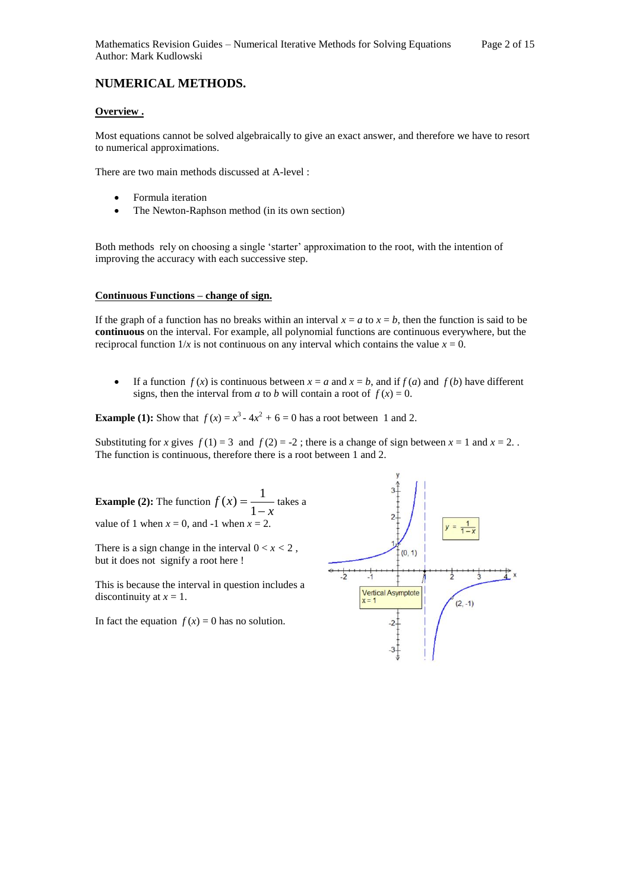## NUMERICAL METHODS.

### Overview .

Most equations cannot be solved algebraically to give an exact answer, and therefore we have to resort to numerical approximations.

There are two main methods discussed at A-level :

- Formula iteration
- The Newton-Raphson method (in its own section)

Both methods rely on choosing a single 'starter' approximation to the root, with the intention of improving the accuracy with each successive step.

### Continuous Functions – change of sign.

If the graph of a function has no breaks within an interval $x = a$ to $x = b$, then the function is said to be **continuous** on the interval. For example, all polynomial functions are continuous everywhere, but the reciprocal function $1/x$ is not continuous on any interval which contains the value $x = 0$.

- If a function $f(x)$ is continuous between $x = a$ and $x = b$, and if $f(a)$ and $f(b)$ have different signs, then the interval from $a$ to $b$ will contain a root of $f(x) = 0$.

**Example (1):** Show that $f(x) = x^3 - 4x^2 + 6 = 0$ has a root between 1 and 2.

Substituting for $x$ gives $f(1) = 3$ and $f(2) = -2$ ; there is a change of sign between $x = 1$ and $x = 2$. . The function is continuous, therefore there is a root between 1 and 2.

**Example (2):** The function $f(x) = \dfrac{1}{1-x}$ takes a value of 1 when $x = 0$, and -1 when $x = 2$.

There is a sign change in the interval $0 < x < 2$ , but it does not signify a root here !

This is because the interval in question includes a discontinuity at $x = 1$.

In fact the equation $f(x) = 0$ has no solution.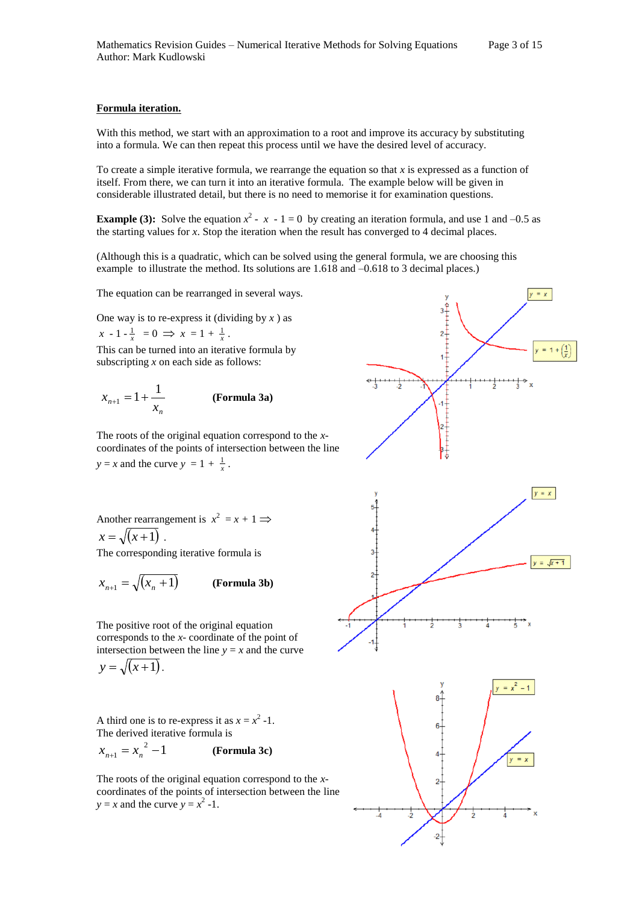**Formula iteration.**

With this method, we start with an approximation to a root and improve its accuracy by substituting into a formula. We can then repeat this process until we have the desired level of accuracy.

To create a simple iterative formula, we rearrange the equation so that $x$ is expressed as a function of itself. From there, we can turn it into an iterative formula. The example below will be given in considerable illustrated detail, but there is no need to memorise it for examination questions.

**Example (3):** Solve the equation $x^2 - x - 1 = 0$ by creating an iteration formula, and use 1 and –0.5 as the starting values for $x$. Stop the iteration when the result has converged to 4 decimal places.

(Although this is a quadratic, which can be solved using the general formula, we are choosing this example to illustrate the method. Its solutions are 1.618 and –0.618 to 3 decimal places.)

The equation can be rearranged in several ways.

One way is to re-express it (dividing by $x$ ) as

$x - 1 - \frac{1}{x} = 0 \Rightarrow x = 1 + \frac{1}{x}$.

This can be turned into an iterative formula by subscripting $x$ on each side as follows:

$$x_{n+1} = 1 + \frac{1}{x_n} \qquad \textbf{(Formula 3a)}$$

The roots of the original equation correspond to the $x$-coordinates of the points of intersection between the line $y = x$ and the curve $y = 1 + \frac{1}{x}$.

Another rearrangement is $x^2 = x + 1 \Rightarrow$

$x = \sqrt{(x+1)}$ .

The corresponding iterative formula is

$$x_{n+1} = \sqrt{(x_n + 1)} \qquad \textbf{(Formula 3b)}$$

The positive root of the original equation corresponds to the $x$- coordinate of the point of intersection between the line $y = x$ and the curve $y = \sqrt{(x+1)}$.

A third one is to re-express it as $x = x^2 - 1$.

The derived iterative formula is

$$x_{n+1} = x_n^{\,2} - 1 \qquad \textbf{(Formula 3c)}$$

The roots of the original equation correspond to the $x$-coordinates of the points of intersection between the line $y = x$ and the curve $y = x^2 - 1$.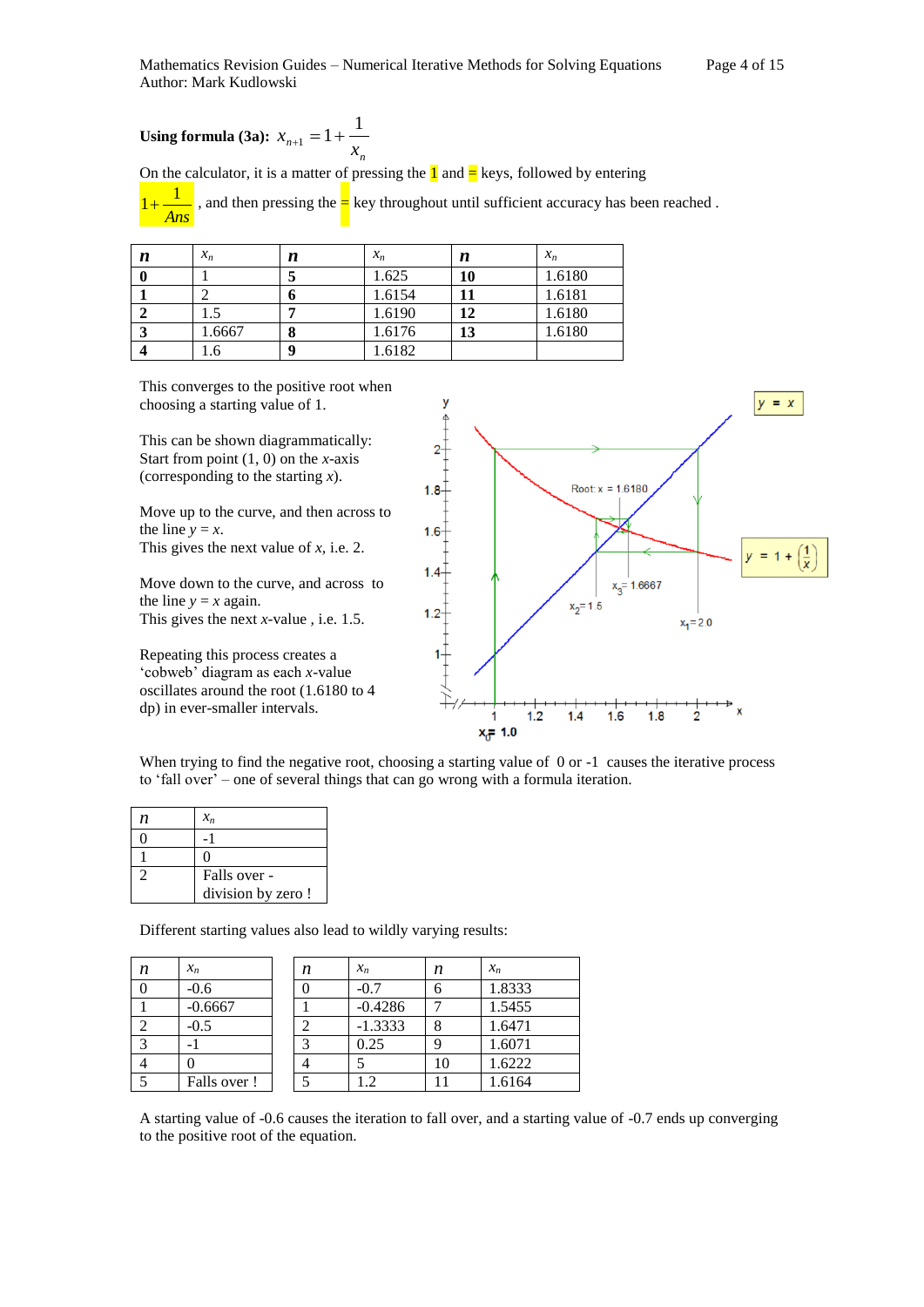**Using formula (3a):** $x_{n+1} = 1 + \frac{1}{x_n}$

On the calculator, it is a matter of pressing the 1 and = keys, followed by entering $1 + \frac{1}{Ans}$, and then pressing the = key throughout until sufficient accuracy has been reached .

| $n$ | $x_n$ | $n$ | $x_n$ | $n$ | $x_n$ |
|---|---|---|---|---|---|
| **0** | 1 | **5** | 1.625 | **10** | 1.6180 |
| **1** | 2 | **6** | 1.6154 | **11** | 1.6181 |
| **2** | 1.5 | **7** | 1.6190 | **12** | 1.6180 |
| **3** | 1.6667 | **8** | 1.6176 | **13** | 1.6180 |
| **4** | 1.6 | **9** | 1.6182 | | |

This converges to the positive root when choosing a starting value of 1.

This can be shown diagrammatically: Start from point (1, 0) on the $x$-axis (corresponding to the starting $x$).

Move up to the curve, and then across to the line $y = x$.
This gives the next value of $x$, i.e. 2.

Move down to the curve, and across to the line $y = x$ again.
This gives the next $x$-value , i.e. 1.5.

Repeating this process creates a 'cobweb' diagram as each $x$-value oscillates around the root (1.6180 to 4 dp) in ever-smaller intervals.

When trying to find the negative root, choosing a starting value of 0 or -1 causes the iterative process to 'fall over' – one of several things that can go wrong with a formula iteration.

| $n$ | $x_n$ |
|---|---|
| 0 | -1 |
| 1 | 0 |
| 2 | Falls over - division by zero ! |

Different starting values also lead to wildly varying results:

| $n$ | $x_n$ |
|---|---|
| 0 | -0.6 |
| 1 | -0.6667 |
| 2 | -0.5 |
| 3 | -1 |
| 4 | 0 |
| 5 | Falls over ! |

| $n$ | $x_n$ | $n$ | $x_n$ |
|---|---|---|---|
| 0 | -0.7 | 6 | 1.8333 |
| 1 | -0.4286 | 7 | 1.5455 |
| 2 | -1.3333 | 8 | 1.6471 |
| 3 | 0.25 | 9 | 1.6071 |
| 4 | 5 | 10 | 1.6222 |
| 5 | 1.2 | 11 | 1.6164 |

A starting value of -0.6 causes the iteration to fall over, and a starting value of -0.7 ends up converging to the positive root of the equation.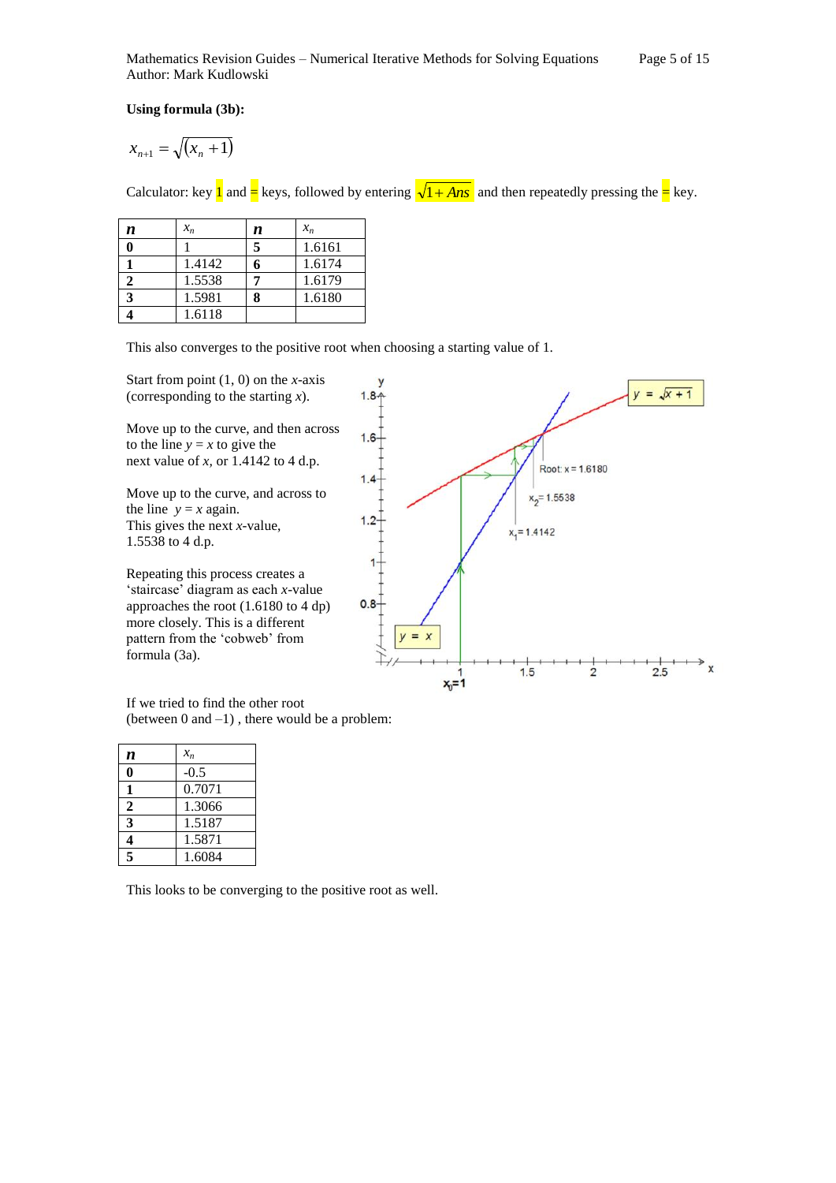**Using formula (3b):**

$$x_{n+1} = \sqrt{(x_n + 1)}$$

Calculator: key 1 and = keys, followed by entering $\sqrt{1 + Ans}$ and then repeatedly pressing the = key.

| ***n*** | $x_n$ | ***n*** | $x_n$ |
|---|---|---|---|
| **0** | 1 | **5** | 1.6161 |
| **1** | 1.4142 | **6** | 1.6174 |
| **2** | 1.5538 | **7** | 1.6179 |
| **3** | 1.5981 | **8** | 1.6180 |
| **4** | 1.6118 | | |

This also converges to the positive root when choosing a starting value of 1.

Start from point (1, 0) on the *x*-axis (corresponding to the starting *x*).

Move up to the curve, and then across to the line $y = x$ to give the next value of *x*, or 1.4142 to 4 d.p.

Move up to the curve, and across to the line $y = x$ again.
This gives the next *x*-value, 1.5538 to 4 d.p.

Repeating this process creates a 'staircase' diagram as each *x*-value approaches the root (1.6180 to 4 dp) more closely. This is a different pattern from the 'cobweb' from formula (3a).

If we tried to find the other root (between 0 and –1) , there would be a problem:

| ***n*** | $x_n$ |
|---|---|
| **0** | -0.5 |
| **1** | 0.7071 |
| **2** | 1.3066 |
| **3** | 1.5187 |
| **4** | 1.5871 |
| **5** | 1.6084 |

This looks to be converging to the positive root as well.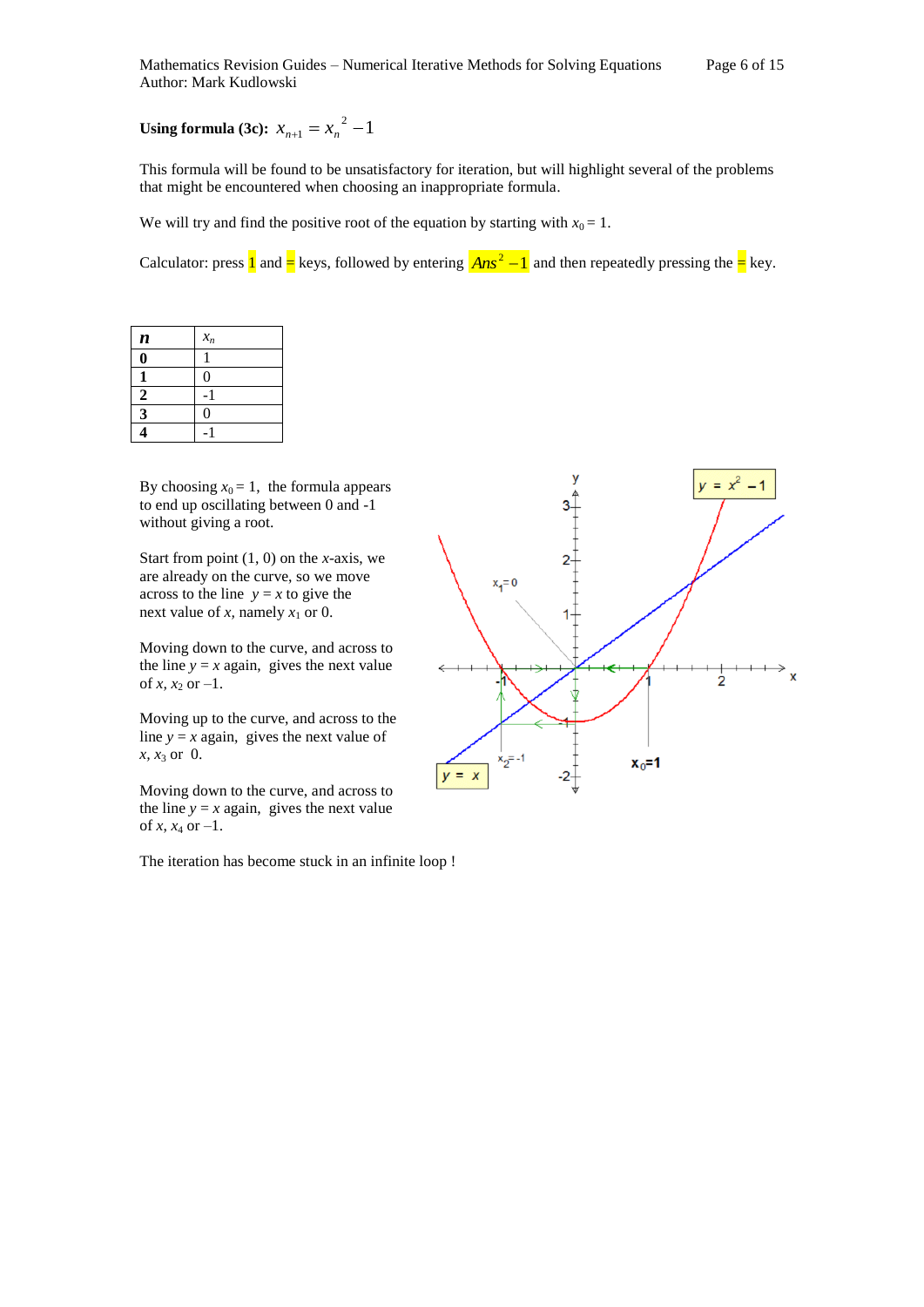**Using formula (3c):** $x_{n+1} = x_n^{\ 2} - 1$

This formula will be found to be unsatisfactory for iteration, but will highlight several of the problems that might be encountered when choosing an inappropriate formula.

We will try and find the positive root of the equation by starting with $x_0 = 1$.

Calculator: press 1 and = keys, followed by entering $Ans^2 - 1$ and then repeatedly pressing the = key.

| *n* | $x_n$ |
|---|---|
| **0** | 1 |
| **1** | 0 |
| **2** | -1 |
| **3** | 0 |
| **4** | -1 |

By choosing $x_0 = 1$, the formula appears to end up oscillating between 0 and -1 without giving a root.

Start from point (1, 0) on the *x*-axis, we are already on the curve, so we move across to the line $y = x$ to give the next value of *x*, namely $x_1$ or 0.

Moving down to the curve, and across to the line $y = x$ again, gives the next value of *x*, $x_2$ or –1.

Moving up to the curve, and across to the line $y = x$ again, gives the next value of *x*, $x_3$ or 0.

Moving down to the curve, and across to the line $y = x$ again, gives the next value of *x*, $x_4$ or –1.

The iteration has become stuck in an infinite loop !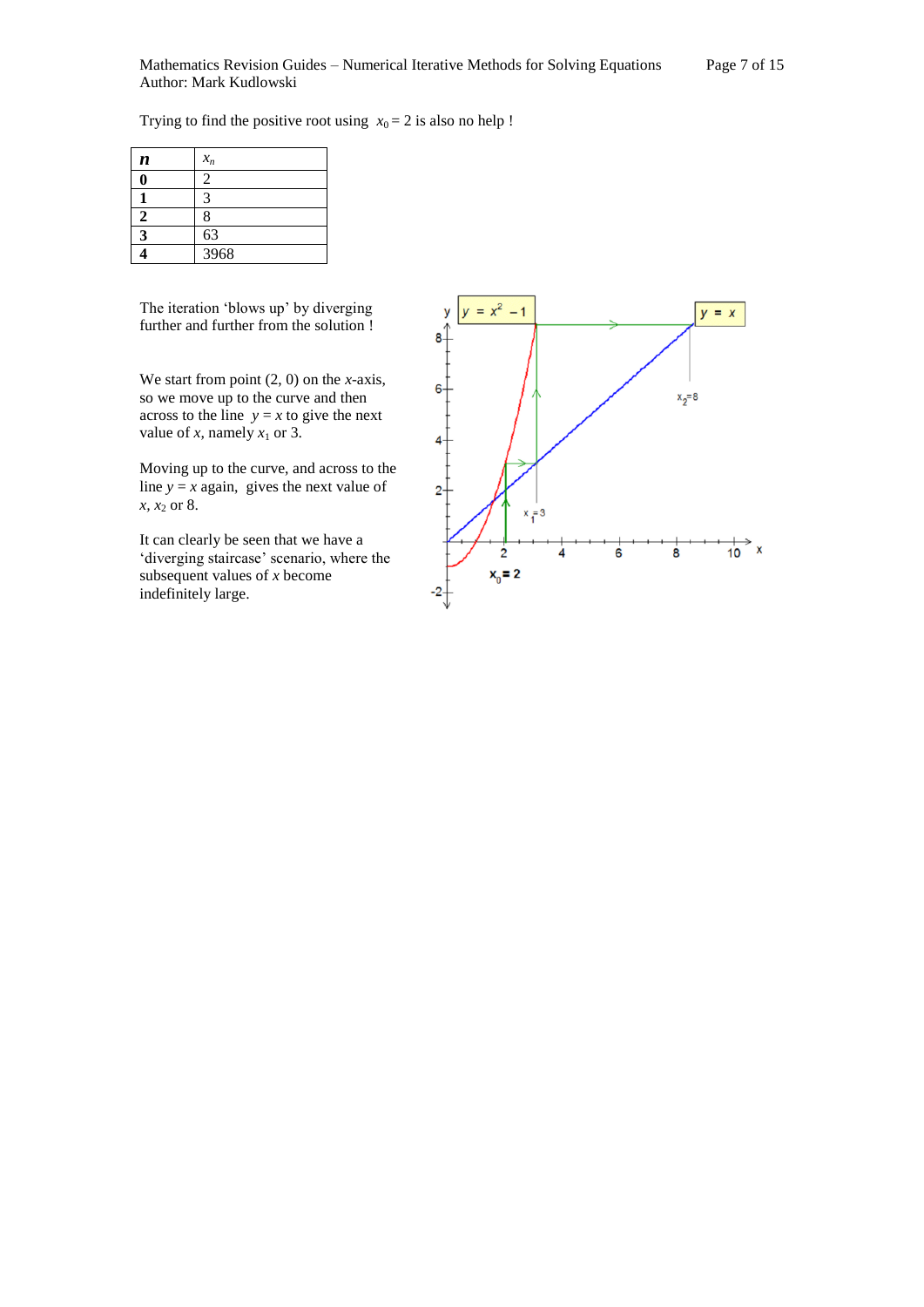Trying to find the positive root using $x_0 = 2$ is also no help !

| $n$ | $x_n$ |
|---|---|
| **0** | 2 |
| **1** | 3 |
| **2** | 8 |
| **3** | 63 |
| **4** | 3968 |

The iteration 'blows up' by diverging further and further from the solution !

We start from point (2, 0) on the $x$-axis, so we move up to the curve and then across to the line $y = x$ to give the next value of $x$, namely $x_1$ or 3.

Moving up to the curve, and across to the line $y = x$ again, gives the next value of $x$, $x_2$ or 8.

It can clearly be seen that we have a 'diverging staircase' scenario, where the subsequent values of $x$ become indefinitely large.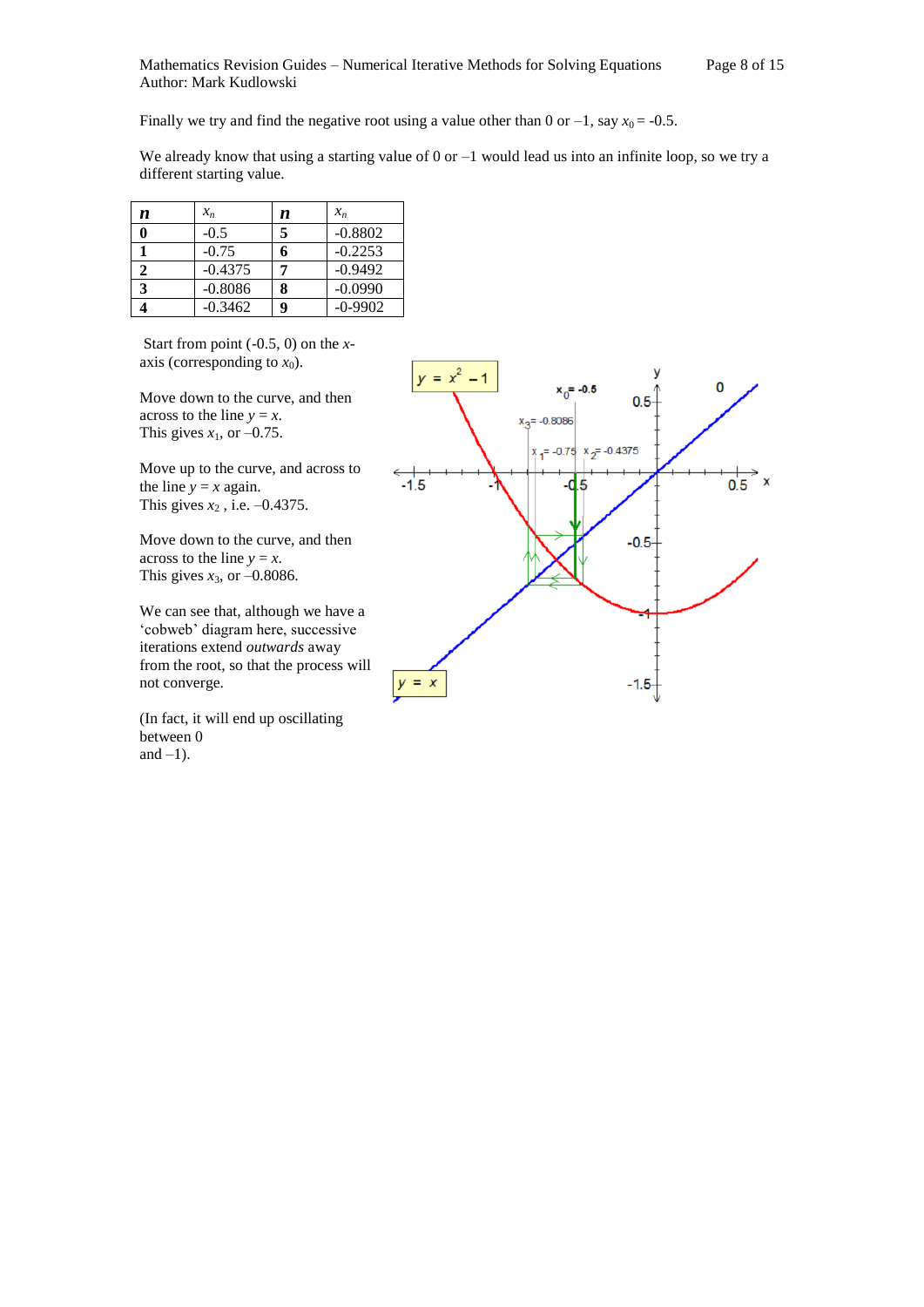Finally we try and find the negative root using a value other than 0 or –1, say $x_0$ = -0.5.

We already know that using a starting value of 0 or –1 would lead us into an infinite loop, so we try a different starting value.

| *n* | $x_n$ | *n* | $x_n$ |
|---|---|---|---|
| **0** | -0.5 | **5** | -0.8802 |
| **1** | -0.75 | **6** | -0.2253 |
| **2** | -0.4375 | **7** | -0.9492 |
| **3** | -0.8086 | **8** | -0.0990 |
| **4** | -0.3462 | **9** | -0-9902 |

Start from point (-0.5, 0) on the *x*-axis (corresponding to $x_0$).

Move down to the curve, and then across to the line $y = x$. This gives $x_1$, or –0.75.

Move up to the curve, and across to the line $y = x$ again. This gives $x_2$ , i.e. –0.4375.

Move down to the curve, and then across to the line $y = x$. This gives $x_3$, or –0.8086.

We can see that, although we have a 'cobweb' diagram here, successive iterations extend *outwards* away from the root, so that the process will not converge.

(In fact, it will end up oscillating between 0 and –1).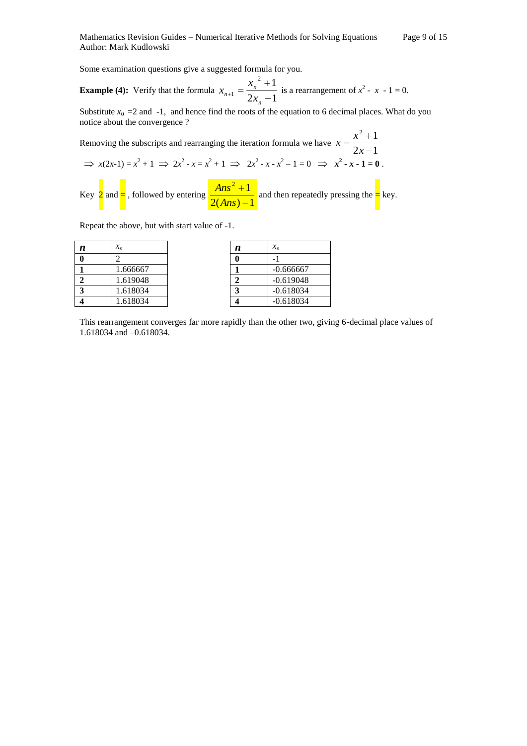Some examination questions give a suggested formula for you.

**Example (4):** Verify that the formula $x_{n+1} = \dfrac{x_n^{\ 2} + 1}{2x_n - 1}$ is a rearrangement of $x^2 - x - 1 = 0$.

Substitute $x_0 = 2$ and $-1$, and hence find the roots of the equation to 6 decimal places. What do you notice about the convergence ?

Removing the subscripts and rearranging the iteration formula we have $x = \dfrac{x^2 + 1}{2x - 1}$

$\Rightarrow x(2x-1) = x^2 + 1 \Rightarrow 2x^2 - x = x^2 + 1 \Rightarrow 2x^2 - x - x^2 - 1 = 0 \Rightarrow \mathbf{x^2 - x - 1 = 0}$.

Key 2 and =, followed by entering $\dfrac{Ans^2 + 1}{2(Ans) - 1}$ and then repeatedly pressing the = key.

Repeat the above, but with start value of -1.

| $n$ | $x_n$ |
|---|---|
| **0** | 2 |
| **1** | 1.666667 |
| **2** | 1.619048 |
| **3** | 1.618034 |
| **4** | 1.618034 |

| $n$ | $x_n$ |
|---|---|
| **0** | -1 |
| **1** | -0.666667 |
| **2** | -0.619048 |
| **3** | -0.618034 |
| **4** | -0.618034 |

This rearrangement converges far more rapidly than the other two, giving 6-decimal place values of 1.618034 and –0.618034.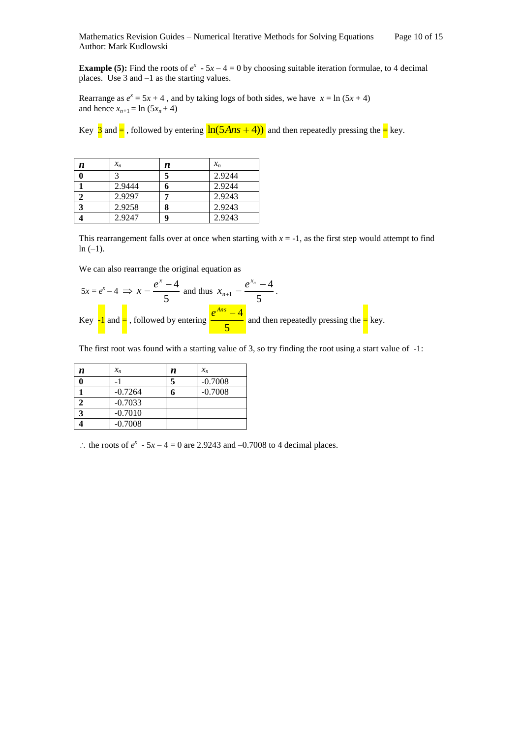**Example (5):** Find the roots of $e^x$ - $5x – 4 = 0$ by choosing suitable iteration formulae, to 4 decimal places. Use 3 and –1 as the starting values.

Rearrange as $e^x = 5x + 4$ , and by taking logs of both sides, we have $x = \ln(5x + 4)$ and hence $x_{n+1} = \ln(5x_n + 4)$

Key 3 and = , followed by entering $\ln(5Ans + 4))$ and then repeatedly pressing the = key.

| $n$ | $x_n$ | $n$ | $x_n$ |
|---|---|---|---|
| **0** | 3 | **5** | 2.9244 |
| **1** | 2.9444 | **6** | 2.9244 |
| **2** | 2.9297 | **7** | 2.9243 |
| **3** | 2.9258 | **8** | 2.9243 |
| **4** | 2.9247 | **9** | 2.9243 |

This rearrangement falls over at once when starting with $x = -1$, as the first step would attempt to find $\ln(-1)$.

We can also rearrange the original equation as

$5x = e^x - 4 \Rightarrow x = \dfrac{e^x - 4}{5}$ and thus $x_{n+1} = \dfrac{e^{x_n} - 4}{5}$.

Key -1 and = , followed by entering $\dfrac{e^{Ans} - 4}{5}$ and then repeatedly pressing the = key.

The first root was found with a starting value of 3, so try finding the root using a start value of -1:

| $n$ | $x_n$ | $n$ | $x_n$ |
|---|---|---|---|
| **0** | -1 | **5** | -0.7008 |
| **1** | -0.7264 | **6** | -0.7008 |
| **2** | -0.7033 | | |
| **3** | -0.7010 | | |
| **4** | -0.7008 | | |

$\therefore$ the roots of $e^x$ - $5x – 4 = 0$ are 2.9243 and –0.7008 to 4 decimal places.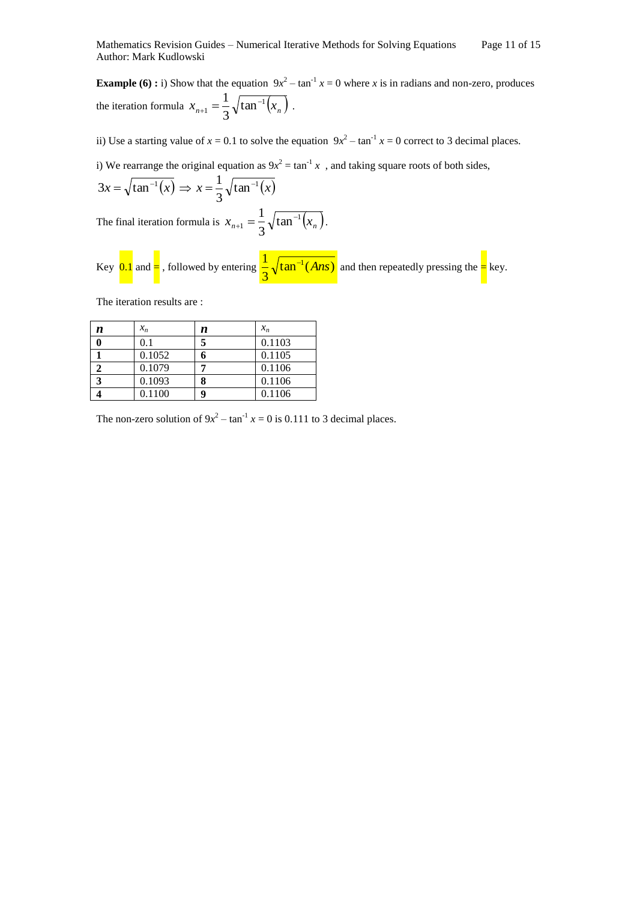**Example (6) :** i) Show that the equation $9x^2 - \tan^{-1} x = 0$ where $x$ is in radians and non-zero, produces the iteration formula $x_{n+1} = \frac{1}{3}\sqrt{\tan^{-1}(x_n)}$ .

ii) Use a starting value of $x = 0.1$ to solve the equation $9x^2 - \tan^{-1} x = 0$ correct to 3 decimal places.

i) We rearrange the original equation as $9x^2 = \tan^{-1} x$ , and taking square roots of both sides,

$$3x = \sqrt{\tan^{-1}(x)} \Rightarrow x = \frac{1}{3}\sqrt{\tan^{-1}(x)}$$

The final iteration formula is $x_{n+1} = \frac{1}{3}\sqrt{\tan^{-1}(x_n)}$.

Key 0.1 and =, followed by entering $\frac{1}{3}\sqrt{\tan^{-1}(Ans)}$ and then repeatedly pressing the = key.

The iteration results are :

| $n$ | $x_n$ | $n$ | $x_n$ |
|---|---|---|---|
| **0** | 0.1 | **5** | 0.1103 |
| **1** | 0.1052 | **6** | 0.1105 |
| **2** | 0.1079 | **7** | 0.1106 |
| **3** | 0.1093 | **8** | 0.1106 |
| **4** | 0.1100 | **9** | 0.1106 |

The non-zero solution of $9x^2 - \tan^{-1} x = 0$ is 0.111 to 3 decimal places.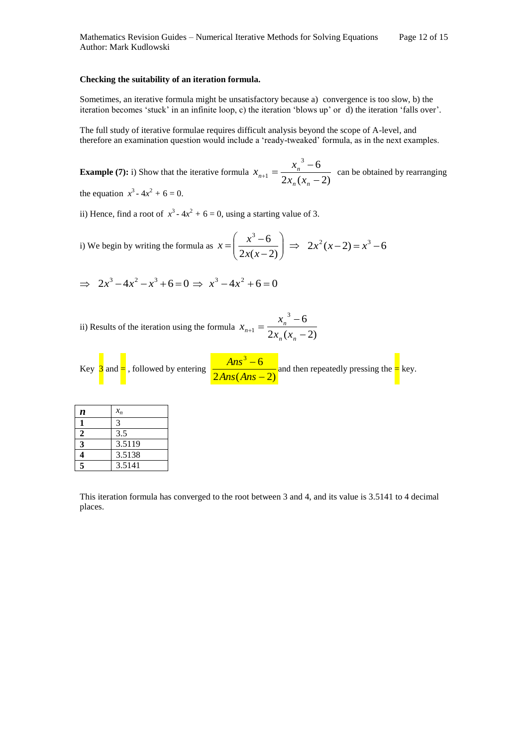**Checking the suitability of an iteration formula.**

Sometimes, an iterative formula might be unsatisfactory because a) convergence is too slow, b) the iteration becomes 'stuck' in an infinite loop, c) the iteration 'blows up' or d) the iteration 'falls over'.

The full study of iterative formulae requires difficult analysis beyond the scope of A-level, and therefore an examination question would include a 'ready-tweaked' formula, as in the next examples.

**Example (7):** i) Show that the iterative formula $x_{n+1} = \dfrac{x_n^{\,3} - 6}{2x_n(x_n - 2)}$ can be obtained by rearranging the equation $x^3 - 4x^2 + 6 = 0$.

ii) Hence, find a root of $x^3 - 4x^2 + 6 = 0$, using a starting value of 3.

i) We begin by writing the formula as $x = \left(\dfrac{x^3 - 6}{2x(x-2)}\right) \Rightarrow 2x^2(x-2) = x^3 - 6$

$$\Rightarrow 2x^3 - 4x^2 - x^3 + 6 = 0 \Rightarrow x^3 - 4x^2 + 6 = 0$$

ii) Results of the iteration using the formula $x_{n+1} = \dfrac{x_n^{\,3} - 6}{2x_n(x_n - 2)}$

Key 3 and =, followed by entering $\dfrac{Ans^3 - 6}{2Ans(Ans - 2)}$ and then repeatedly pressing the = key.

| $n$ | $x_n$ |
|---|---|
| **1** | 3 |
| **2** | 3.5 |
| **3** | 3.5119 |
| **4** | 3.5138 |
| **5** | 3.5141 |

This iteration formula has converged to the root between 3 and 4, and its value is 3.5141 to 4 decimal places.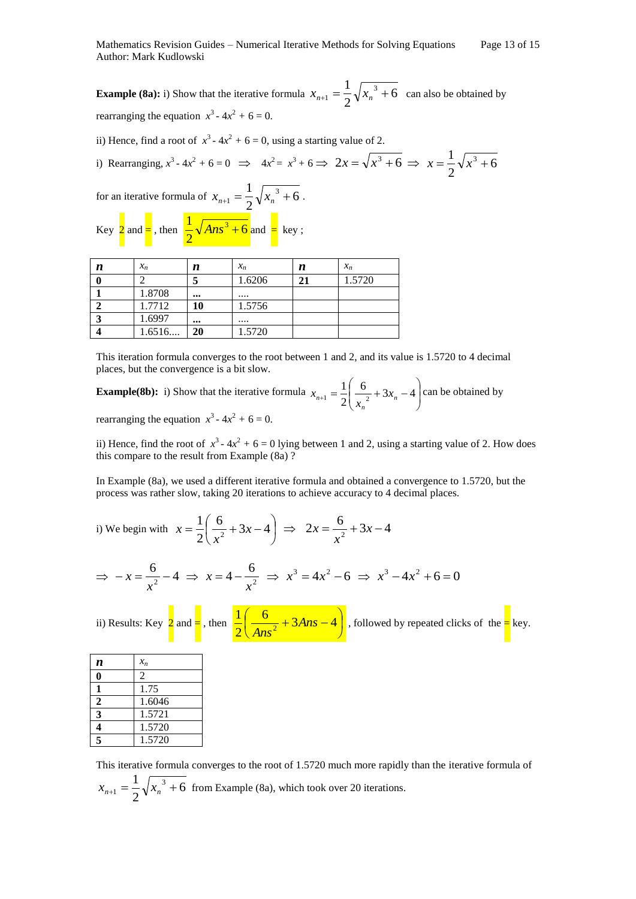**Example (8a):** i) Show that the iterative formula $x_{n+1} = \frac{1}{2}\sqrt{x_n^{\ 3} + 6}$ can also be obtained by rearranging the equation $x^3 - 4x^2 + 6 = 0$.

ii) Hence, find a root of $x^3 - 4x^2 + 6 = 0$, using a starting value of 2.

i) Rearranging, $x^3 - 4x^2 + 6 = 0 \;\Rightarrow\; 4x^2 = x^3 + 6 \Rightarrow\; 2x = \sqrt{x^3 + 6} \;\Rightarrow\; x = \frac{1}{2}\sqrt{x^3 + 6}$

for an iterative formula of $x_{n+1} = \frac{1}{2}\sqrt{x_n^{\ 3} + 6}$.

Key 2 and =, then $\frac{1}{2}\sqrt{Ans^3 + 6}$ and = key ;

| *n* | $x_n$ | *n* | $x_n$ | *n* | $x_n$ |
|---|---|---|---|---|---|
| **0** | 2 | **5** | 1.6206 | **21** | 1.5720 |
| **1** | 1.8708 | **...** | .... | | |
| **2** | 1.7712 | **10** | 1.5756 | | |
| **3** | 1.6997 | **...** | .... | | |
| **4** | 1.6516.... | **20** | 1.5720 | | |

This iteration formula converges to the root between 1 and 2, and its value is 1.5720 to 4 decimal places, but the convergence is a bit slow.

**Example(8b):** i) Show that the iterative formula $x_{n+1} = \frac{1}{2}\left(\frac{6}{x_n^{\ 2}} + 3x_n - 4\right)$ can be obtained by rearranging the equation $x^3 - 4x^2 + 6 = 0$.

ii) Hence, find the root of $x^3 - 4x^2 + 6 = 0$ lying between 1 and 2, using a starting value of 2. How does this compare to the result from Example (8a) ?

In Example (8a), we used a different iterative formula and obtained a convergence to 1.5720, but the process was rather slow, taking 20 iterations to achieve accuracy to 4 decimal places.

i) We begin with $x = \frac{1}{2}\left(\frac{6}{x^2} + 3x - 4\right) \;\Rightarrow\; 2x = \frac{6}{x^2} + 3x - 4$

$$\Rightarrow\; -x = \frac{6}{x^2} - 4 \;\Rightarrow\; x = 4 - \frac{6}{x^2} \;\Rightarrow\; x^3 = 4x^2 - 6 \;\Rightarrow\; x^3 - 4x^2 + 6 = 0$$

ii) Results: Key 2 and =, then $\frac{1}{2}\left(\frac{6}{Ans^2} + 3Ans - 4\right)$, followed by repeated clicks of the = key.

| *n* | $x_n$ |
|---|---|
| **0** | 2 |
| **1** | 1.75 |
| **2** | 1.6046 |
| **3** | 1.5721 |
| **4** | 1.5720 |
| **5** | 1.5720 |

This iterative formula converges to the root of 1.5720 much more rapidly than the iterative formula of $x_{n+1} = \frac{1}{2}\sqrt{x_n^{\ 3} + 6}$ from Example (8a), which took over 20 iterations.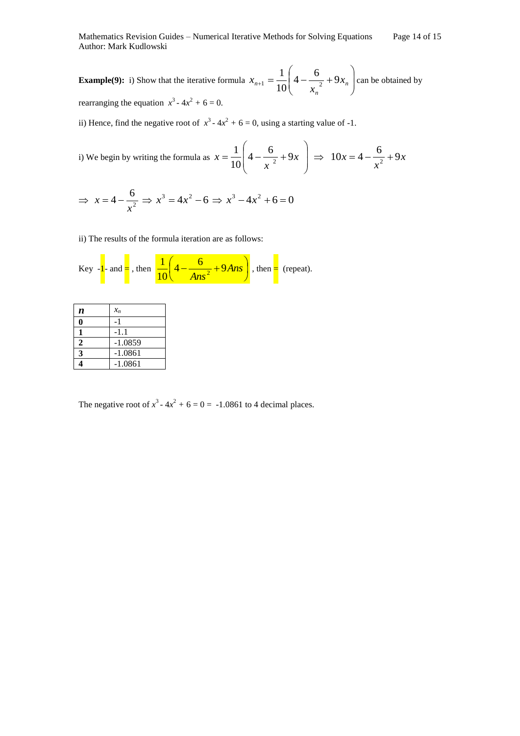**Example(9):** i) Show that the iterative formula $x_{n+1} = \frac{1}{10}\left(4 - \frac{6}{x_n^{\ 2}} + 9x_n\right)$ can be obtained by rearranging the equation $x^3 - 4x^2 + 6 = 0$.

ii) Hence, find the negative root of $x^3 - 4x^2 + 6 = 0$, using a starting value of -1.

i) We begin by writing the formula as $x = \frac{1}{10}\left(4 - \frac{6}{x^{\ 2}} + 9x\right) \Rightarrow 10x = 4 - \frac{6}{x^2} + 9x$

$$\Rightarrow x = 4 - \frac{6}{x^2} \Rightarrow x^3 = 4x^2 - 6 \Rightarrow x^3 - 4x^2 + 6 = 0$$

ii) The results of the formula iteration are as follows:

Key -1- and =, then $\frac{1}{10}\left(4 - \frac{6}{Ans^2} + 9Ans\right)$, then = (repeat).

| $n$ | $x_n$ |
|---|---|
| **0** | -1 |
| **1** | -1.1 |
| **2** | -1.0859 |
| **3** | -1.0861 |
| **4** | -1.0861 |

The negative root of $x^3 - 4x^2 + 6 = 0$ = -1.0861 to 4 decimal places.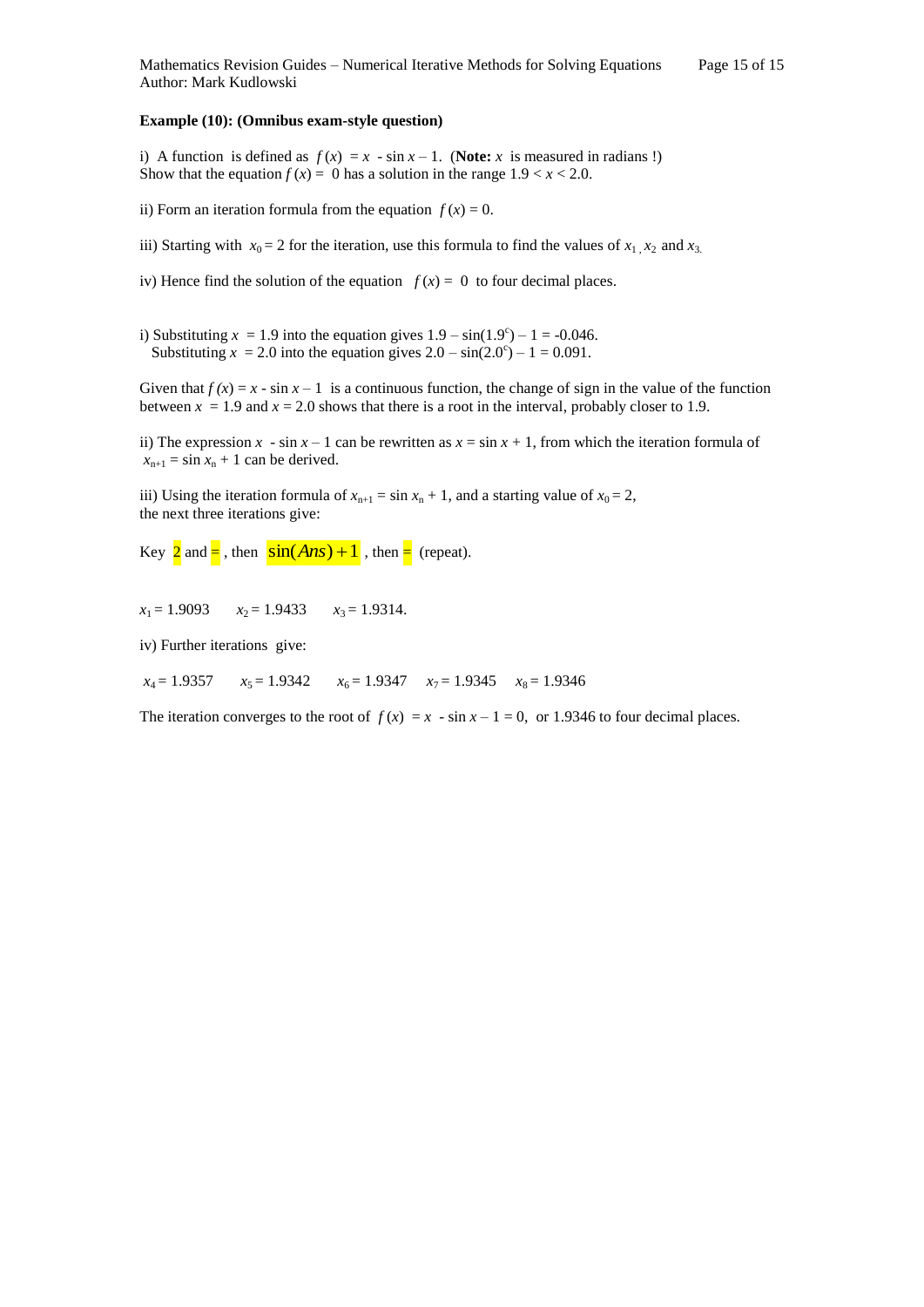**Example (10): (Omnibus exam-style question)**

i) A function is defined as $f(x) = x - \sin x - 1$. (**Note:** $x$ is measured in radians !)
Show that the equation $f(x) = 0$ has a solution in the range $1.9 < x < 2.0$.

ii) Form an iteration formula from the equation $f(x) = 0$.

iii) Starting with $x_0 = 2$ for the iteration, use this formula to find the values of $x_1$, $x_2$ and $x_3$.

iv) Hence find the solution of the equation $f(x) = 0$ to four decimal places.

i) Substituting $x = 1.9$ into the equation gives $1.9 - \sin(1.9^c) - 1 = -0.046$.
Substituting $x = 2.0$ into the equation gives $2.0 - \sin(2.0^c) - 1 = 0.091$.

Given that $f(x) = x - \sin x - 1$ is a continuous function, the change of sign in the value of the function between $x = 1.9$ and $x = 2.0$ shows that there is a root in the interval, probably closer to 1.9.

ii) The expression $x - \sin x - 1$ can be rewritten as $x = \sin x + 1$, from which the iteration formula of $x_{n+1} = \sin x_n + 1$ can be derived.

iii) Using the iteration formula of $x_{n+1} = \sin x_n + 1$, and a starting value of $x_0 = 2$, the next three iterations give:

Key 2 and =, then $\sin(Ans) + 1$, then = (repeat).

$x_1 = 1.9093$ $x_2 = 1.9433$ $x_3 = 1.9314$.

iv) Further iterations give:

$x_4 = 1.9357$ $x_5 = 1.9342$ $x_6 = 1.9347$ $x_7 = 1.9345$ $x_8 = 1.9346$

The iteration converges to the root of $f(x) = x - \sin x - 1 = 0$, or 1.9346 to four decimal places.